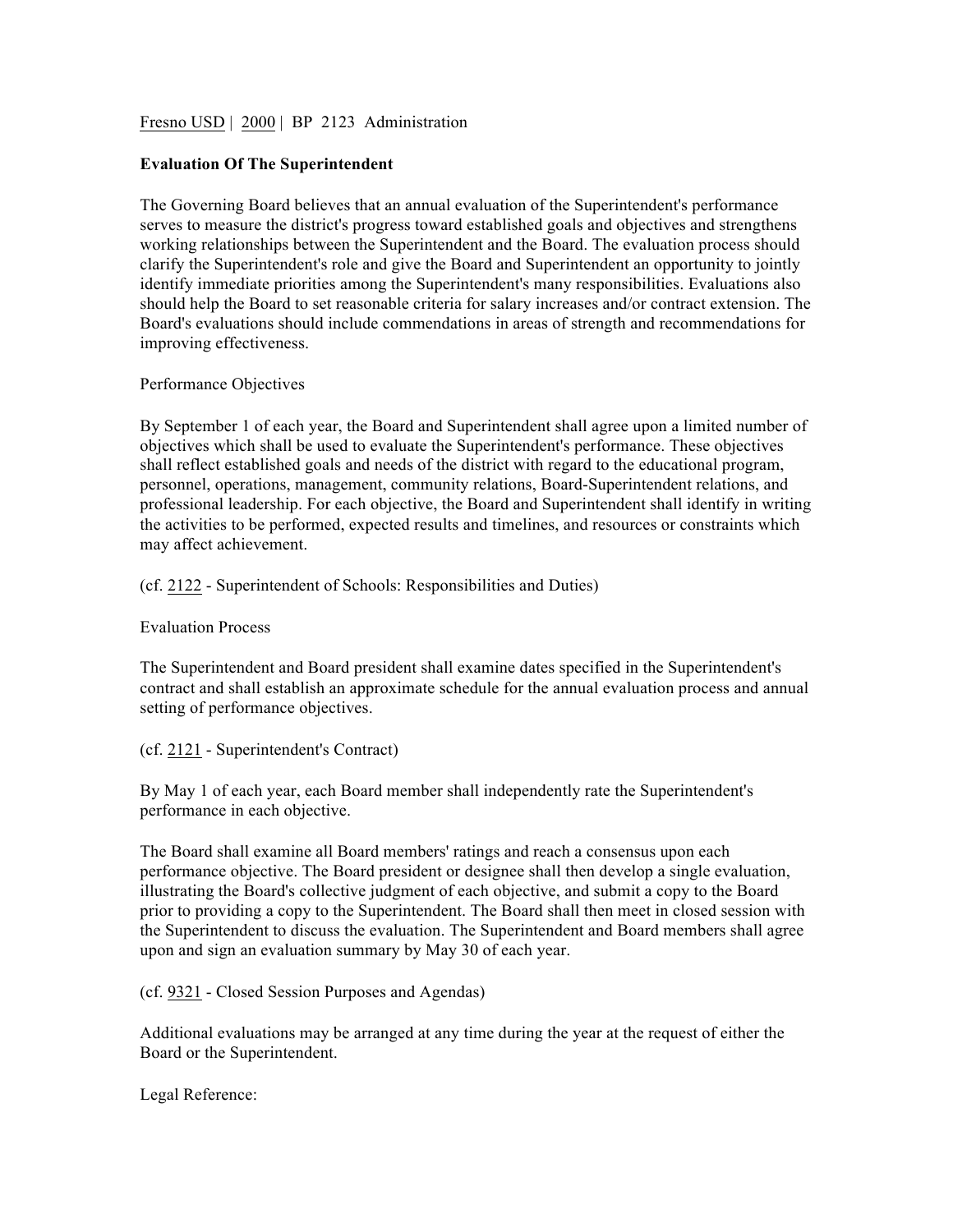Fresno USD | 2000 | BP 2123 Administration

## Evaluation Of The Superintendent

The Governing Board believes that an annual evaluation of the Superintendent's performance serves to measure the district's progress toward established goals and objectives and strengthens working relationships between the Superintendent and the Board. The evaluation process should clarify the Superintendent's role and give the Board and Superintendent an opportunity to jointly identify immediate priorities among the Superintendent's many responsibilities. Evaluations also should help the Board to set reasonable criteria for salary increases and/or contract extension. The Board's evaluations should include commendations in areas of strength and recommendations for improving effectiveness.

Performance Objectives

By September 1 of each year, the Board and Superintendent shall agree upon a limited number of objectives which shall be used to evaluate the Superintendent's performance. These objectives shall reflect established goals and needs of the district with regard to the educational program, personnel, operations, management, community relations, Board-Superintendent relations, and professional leadership. For each objective, the Board and Superintendent shall identify in writing the activities to be performed, expected results and timelines, and resources or constraints which may affect achievement.

(cf. 2122 - Superintendent of Schools: Responsibilities and Duties)

Evaluation Process

The Superintendent and Board president shall examine dates specified in the Superintendent's contract and shall establish an approximate schedule for the annual evaluation process and annual setting of performance objectives.

(cf. 2121 - Superintendent's Contract)

By May 1 of each year, each Board member shall independently rate the Superintendent's performance in each objective.

The Board shall examine all Board members' ratings and reach a consensus upon each performance objective. The Board president or designee shall then develop a single evaluation, illustrating the Board's collective judgment of each objective, and submit a copy to the Board prior to providing a copy to the Superintendent. The Board shall then meet in closed session with the Superintendent to discuss the evaluation. The Superintendent and Board members shall agree upon and sign an evaluation summary by May 30 of each year.

(cf. 9321 - Closed Session Purposes and Agendas)

Additional evaluations may be arranged at any time during the year at the request of either the Board or the Superintendent.

Legal Reference: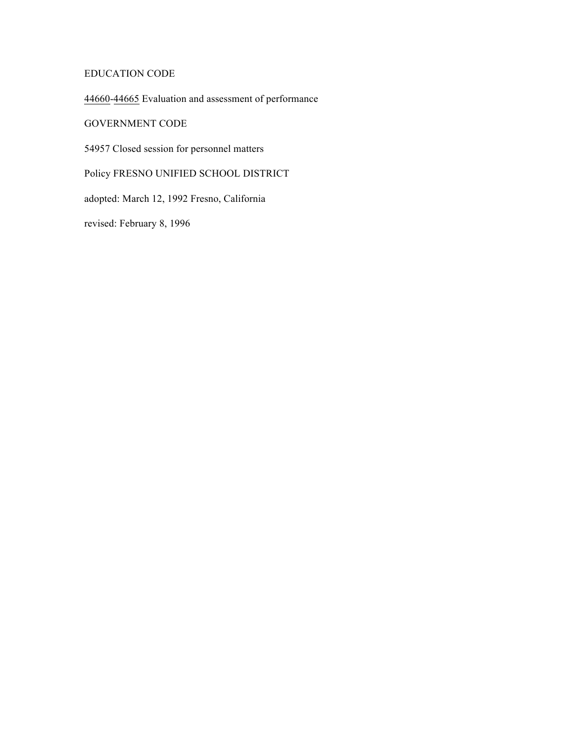EDUCATION CODE

44660-44665 Evaluation and assessment of performance

GOVERNMENT CODE

54957 Closed session for personnel matters

Policy FRESNO UNIFIED SCHOOL DISTRICT

adopted: March 12, 1992 Fresno, California

revised: February 8, 1996